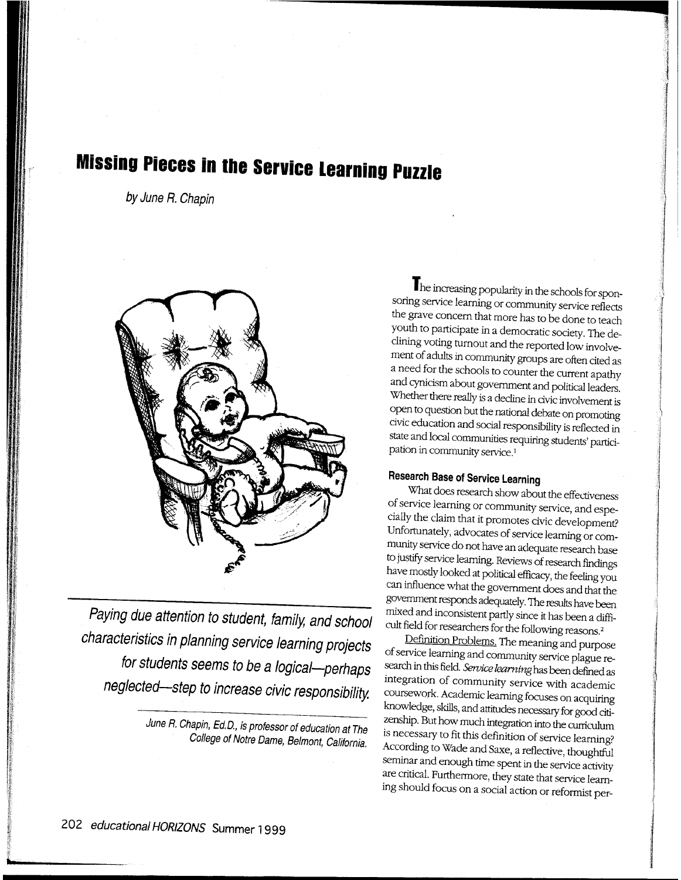# Missing Pieces in the Service Learning Puzzle

*by June R. Chapin*

*Paying due attention to student, family, and school characteristics in planning service learning projects for students seems to be a logical—perhaps neglected—step to increase civic responsibility.*

*June R. Chapin, Ed.D., is professor of education at The College of Notre Dame, Belmont, California.*

The increasing popularity in the schools for sponsoring service learning or community service reflects the grave concern that more has to be done to teach youth to participate in a democratic society. The declining voting turnout and the reported low involvement of adults in community groups are often cited as a need for the schools to counter the current apathy and cynicism about government and political leaders. Whether there really is a decline in civic involvement is open to question but the national debate on promoting civic education and social responsibility is reflected in state and local communities requiring students' participation in community service.[1]

### Research Base of Service Learning

What does research show about the effectiveness of service learning or community service, and especially the claim that it promotes civic development? Unfortunately, advocates of service learning or community service do not have an adequate research base to justify service learning. Reviews of research findings have mostly looked at political efficacy, the feeling you can influence what the government does and that the government responds adequately. The results have been mixed and inconsistent partly since it has been a difficult field for researchers for the following reasons.[2]

Definition Problems. The meaning and purpose of service learning and community service plague research in this field. *Service learning* has been defined as integration of community service with academic coursework. Academic learning focuses on acquiring knowledge, skills, and attitudes necessary for good citizenship. But how much integration into the curriculum is necessary to fit this definition of service learning? According to Wade and Saxe, a reflective, thoughtful seminar and enough time spent in the service activity are critical. Furthermore, they state that service learning should focus on a social action or reformist per-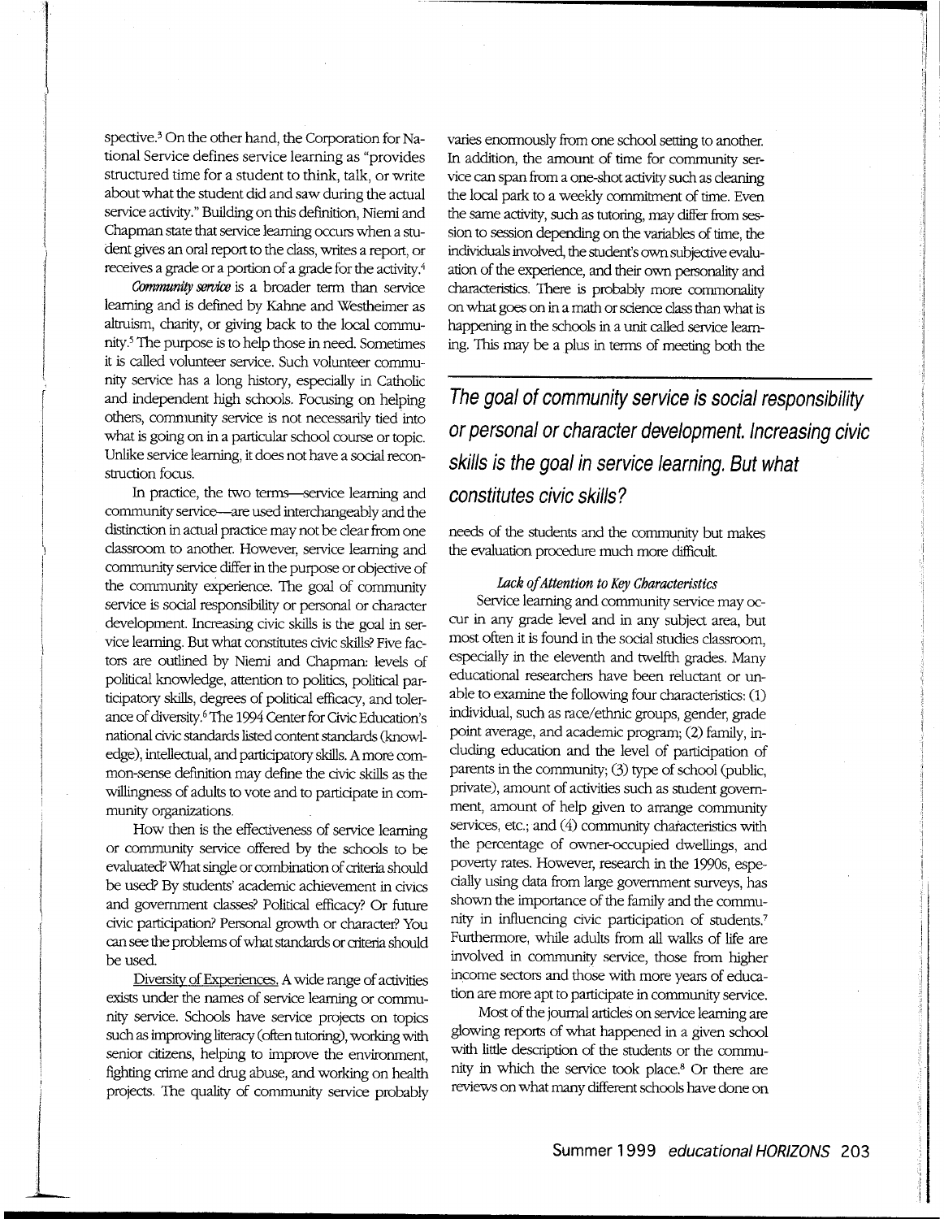spective.[3] On the other hand, the Corporation for National Service defines service learning as "provides structured time for a student to think, talk, or write about what the student did and saw during the actual service activity." Building on this definition, Niemi and Chapman state that service learning occurs when a student gives an oral report to the class, writes a report, or receives a grade or a portion of a grade for the activity.[4]

*Community service* is a broader term than service learning and is defined by Kahne and Westheimer as altruism, charity, or giving back to the local community.[5] The purpose is to help those in need. Sometimes it is called volunteer service. Such volunteer community service has a long history, especially in Catholic and independent high schools. Focusing on helping others, community service is not necessarily tied into what is going on in a particular school course or topic. Unlike service learning, it does not have a social reconstruction focus.

In practice, the two terms—service learning and community service—are used interchangeably and the distinction in actual practice may not be clear from one classroom to another. However, service learning and community service differ in the purpose or objective of the community experience. The goal of community service is social responsibility or personal or character development. Increasing civic skills is the goal in service learning. But what constitutes civic skills? Five factors are outlined by Niemi and Chapman: levels of political knowledge, attention to politics, political participatory skills, degrees of political efficacy, and tolerance of diversity.[6] The 1994 Center for Civic Education's national civic standards listed content standards (knowledge), intellectual, and participatory skills. A more common-sense definition may define the civic skills as the willingness of adults to vote and to participate in community organizations.

How then is the effectiveness of service learning or community service offered by the schools to be evaluated? What single or combination of criteria should be used? By students' academic achievement in civics and government classes? Political efficacy? Or future civic participation? Personal growth or character? You can see the problems of what standards or criteria should be used.

Diversity of Experiences. A wide range of activities exists under the names of service learning or community service. Schools have service projects on topics such as improving literacy (often tutoring), working with senior citizens, helping to improve the environment, fighting crime and drug abuse, and working on health projects. The quality of community service probably varies enormously from one school setting to another. In addition, the amount of time for community service can span from a one-shot activity such as cleaning the local park to a weekly commitment of time. Even the same activity, such as tutoring, may differ from session to session depending on the variables of time, the individuals involved, the student's own subjective evaluation of the experience, and their own personality and characteristics. There is probably more commonality on what goes on in a math or science class than what is happening in the schools in a unit called service learning. This may be a plus in terms of meeting both the needs of the students and the community but makes the evaluation procedure much more difficult.

> ***The goal of community service is social responsibility or personal or character development. Increasing civic skills is the goal in service learning. But what constitutes civic skills?***

*Lack of Attention to Key Characteristics*

Service learning and community service may occur in any grade level and in any subject area, but most often it is found in the social studies classroom, especially in the eleventh and twelfth grades. Many educational researchers have been reluctant or unable to examine the following four characteristics: (1) individual, such as race/ethnic groups, gender, grade point average, and academic program; (2) family, including education and the level of participation of parents in the community; (3) type of school (public, private), amount of activities such as student government, amount of help given to arrange community services, etc.; and (4) community characteristics with the percentage of owner-occupied dwellings, and poverty rates. However, research in the 1990s, especially using data from large government surveys, has shown the importance of the family and the community in influencing civic participation of students.[7] Furthermore, while adults from all walks of life are involved in community service, those from higher income sectors and those with more years of education are more apt to participate in community service.

Most of the journal articles on service learning are glowing reports of what happened in a given school with little description of the students or the community in which the service took place.[8] Or there are reviews on what many different schools have done on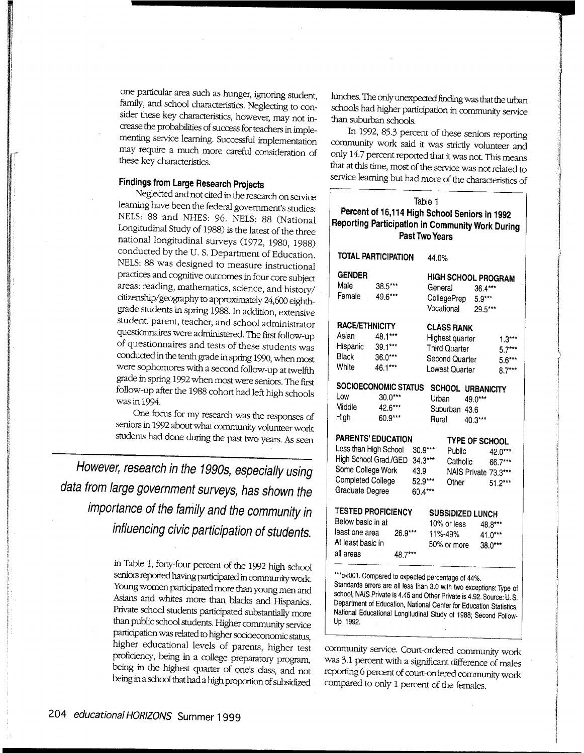one particular area such as hunger, ignoring student, family, and school characteristics. Neglecting to consider these key characteristics, however, may not increase the probabilities of success for teachers in implementing service learning. Successful implementation may require a much more careful consideration of these key characteristics.

### Findings from Large Research Projects

Neglected and not cited in the research on service learning have been the federal government's studies: NELS: 88 and NHES: 96. NELS: 88 (National Longitudinal Study of 1988) is the latest of the three national longitudinal surveys (1972, 1980, 1988) conducted by the U. S. Department of Education. NELS: 88 was designed to measure instructional practices and cognitive outcomes in four core subject areas: reading, mathematics, science, and history/citizenship/geography to approximately 24,600 eighth-grade students in spring 1988. In addition, extensive student, parent, teacher, and school administrator questionnaires were administered. The first follow-up of questionnaires and tests of these students was conducted in the tenth grade in spring 1990, when most were sophomores with a second follow-up at twelfth grade in spring 1992 when most were seniors. The first follow-up after the 1988 cohort had left high schools was in 1994.

One focus for my research was the responses of seniors in 1992 about what community volunteer work students had done during the past two years. As seen in Table 1, forty-four percent of the 1992 high school seniors reported having participated in community work. Young women participated more than young men and Asians and whites more than blacks and Hispanics. Private school students participated substantially more than public school students. Higher community service participation was related to higher socioeconomic status, higher educational levels of parents, higher test proficiency, being in a college preparatory program, being in the highest quarter of one's class, and not being in a school that had a high proportion of subsidized lunches. The only unexpected finding was that the urban schools had higher participation in community service than suburban schools.

*However, research in the 1990s, especially using data from large government surveys, has shown the importance of the family and the community in influencing civic participation of students.*

In 1992, 85.3 percent of these seniors reporting community work said it was strictly volunteer and only 14.7 percent reported that it was not. This means that at this time, most of the service was not related to service learning but had more of the characteristics of community service. Court-ordered community work was 3.1 percent with a significant difference of males reporting 6 percent of court-ordered community work compared to only 1 percent of the females.

**Table 1**
**Percent of 16,114 High School Seniors in 1992 Reporting Participation in Community Work During Past Two Years**

| Category | Percent | Category | Percent |
|---|---|---|---|
| **TOTAL PARTICIPATION** | 44.0% | | |
| **GENDER** | | **HIGH SCHOOL PROGRAM** | |
| Male | 38.5*** | General | 36.4*** |
| Female | 49.6*** | CollegePrep | 5.9*** |
| | | Vocational | 29.5*** |
| **RACE/ETHNICITY** | | **CLASS RANK** | |
| Asian | 48.1*** | Highest quarter | 1.3*** |
| Hispanic | 39.1*** | Third Quarter | 5.7*** |
| Black | 36.0*** | Second Quarter | 5.6*** |
| White | 46.1*** | Lowest Quarter | 8.7*** |
| **SOCIOECONOMIC STATUS** | | **SCHOOL URBANICITY** | |
| Low | 30.0*** | Urban | 49.0*** |
| Middle | 42.6*** | Suburban | 43.6 |
| High | 60.9*** | Rural | 40.3*** |
| **PARENTS' EDUCATION** | | **TYPE OF SCHOOL** | |
| Less than High School | 30.9*** | Public | 42.0*** |
| High School Grad./GED | 34.3*** | Catholic | 66.7*** |
| Some College Work | 43.9 | NAIS Private | 73.3*** |
| Completed College | 52.9*** | Other | 51.2*** |
| Graduate Degree | 60.4*** | | |
| **TESTED PROFICIENCY** | | **SUBSIDIZED LUNCH** | |
| Below basic in at least one area | 26.9*** | 10% or less | 48.8*** |
| At least basic in all areas | 48.7*** | 11%-49% | 41.0*** |
| | | 50% or more | 38.0*** |

***p<001. Compared to expected percentage of 44%.
Standards errors are all less than 3.0 with two exceptions: Type of school, NAIS Private is 4.45 and Other Private is 4.92. Source: U. S. Department of Education, National Center for Education Statistics, National Educational Longitudinal Study of 1988; Second Follow-Up, 1992.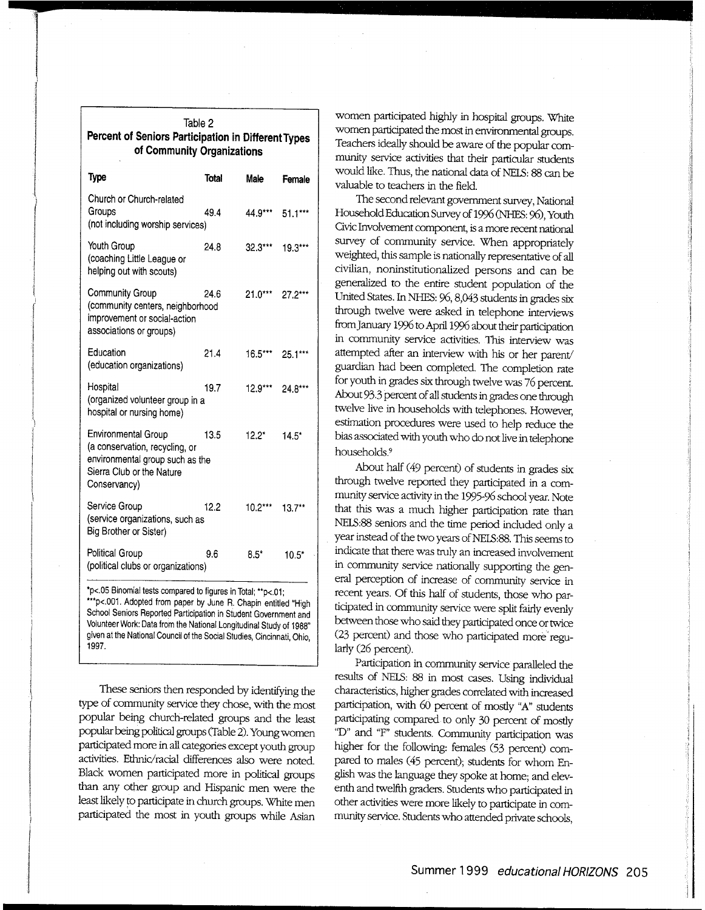Table 2
**Percent of Seniors Participation in Different Types of Community Organizations**

| Type | Total | Male | Female |
|---|---|---|---|
| Church or Church-related Groups (not including worship services) | 49.4 | 44.9*** | 51.1*** |
| Youth Group (coaching Little League or helping out with scouts) | 24.8 | 32.3*** | 19.3*** |
| Community Group (community centers, neighborhood improvement or social-action associations or groups) | 24.6 | 21.0*** | 27.2*** |
| Education (education organizations) | 21.4 | 16.5*** | 25.1*** |
| Hospital (organized volunteer group in a hospital or nursing home) | 19.7 | 12.9*** | 24.8*** |
| Environmental Group (a conservation, recycling, or environmental group such as the Sierra Club or the Nature Conservancy) | 13.5 | 12.2* | 14.5* |
| Service Group (service organizations, such as Big Brother or Sister) | 12.2 | 10.2*** | 13.7** |
| Political Group (political clubs or organizations) | 9.6 | 8.5* | 10.5* |

*p<.05 Binomial tests compared to figures in Total; **p<.01; ***p<.001. Adopted from paper by June R. Chapin entitled "High School Seniors Reported Participation in Student Government and Volunteer Work: Data from the National Longitudinal Study of 1988" given at the National Council of the Social Studies, Cincinnati, Ohio, 1997.

These seniors then responded by identifying the type of community service they chose, with the most popular being church-related groups and the least popular being political groups (Table 2). Young women participated more in all categories except youth group activities. Ethnic/racial differences also were noted. Black women participated more in political groups than any other group and Hispanic men were the least likely to participate in church groups. White men participated the most in youth groups while Asian women participated highly in hospital groups. White women participated the most in environmental groups. Teachers ideally should be aware of the popular community service activities that their particular students would like. Thus, the national data of NELS: 88 can be valuable to teachers in the field.

The second relevant government survey, National Household Education Survey of 1996 (NHES: 96), Youth Civic Involvement component, is a more recent national survey of community service. When appropriately weighted, this sample is nationally representative of all civilian, noninstitutionalized persons and can be generalized to the entire student population of the United States. In NHES: 96, 8,043 students in grades six through twelve were asked in telephone interviews from January 1996 to April 1996 about their participation in community service activities. This interview was attempted after an interview with his or her parent/guardian had been completed. The completion rate for youth in grades six through twelve was 76 percent. About 93.3 percent of all students in grades one through twelve live in households with telephones. However, estimation procedures were used to help reduce the bias associated with youth who do not live in telephone households.[9]

About half (49 percent) of students in grades six through twelve reported they participated in a community service activity in the 1995-96 school year. Note that this was a much higher participation rate than NELS:88 seniors and the time period included only a year instead of the two years of NELS:88. This seems to indicate that there was truly an increased involvement in community service nationally supporting the general perception of increase of community service in recent years. Of this half of students, those who participated in community service were split fairly evenly between those who said they participated once or twice (23 percent) and those who participated more regularly (26 percent).

Participation in community service paralleled the results of NELS: 88 in most cases. Using individual characteristics, higher grades correlated with increased participation, with 60 percent of mostly "A" students participating compared to only 30 percent of mostly "D" and "F" students. Community participation was higher for the following: females (53 percent) compared to males (45 percent); students for whom English was the language they spoke at home; and eleventh and twelfth graders. Students who participated in other activities were more likely to participate in community service. Students who attended private schools,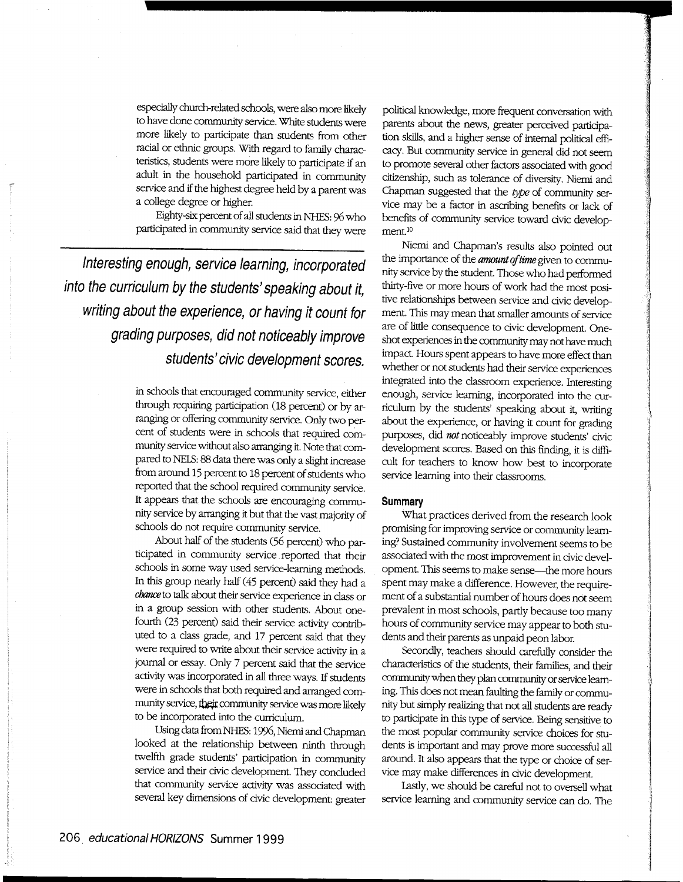especially church-related schools, were also more likely to have done community service. White students were more likely to participate than students from other racial or ethnic groups. With regard to family characteristics, students were more likely to participate if an adult in the household participated in community service and if the highest degree held by a parent was a college degree or higher.

Eighty-six percent of all students in NHES: 96 who participated in community service said that they were in schools that encouraged community service, either through requiring participation (18 percent) or by arranging or offering community service. Only two percent of students were in schools that required community service without also arranging it. Note that compared to NELS: 88 data there was only a slight increase from around 15 percent to 18 percent of students who reported that the school required community service. It appears that the schools are encouraging community service by arranging it but that the vast majority of schools do not require community service.

About half of the students (56 percent) who participated in community service reported that their schools in some way used service-learning methods. In this group nearly half (45 percent) said they had a *chance* to talk about their service experience in class or in a group session with other students. About one-fourth (23 percent) said their service activity contributed to a class grade, and 17 percent said that they were required to write about their service activity in a journal or essay. Only 7 percent said that the service activity was incorporated in all three ways. If students were in schools that both required and arranged community service, their community service was more likely to be incorporated into the curriculum.

Using data from NHES: 1996, Niemi and Chapman looked at the relationship between ninth through twelfth grade students' participation in community service and their civic development. They concluded that community service activity was associated with several key dimensions of civic development: greater political knowledge, more frequent conversation with parents about the news, greater perceived participation skills, and a higher sense of internal political efficacy. But community service in general did not seem to promote several other factors associated with good citizenship, such as tolerance of diversity. Niemi and Chapman suggested that the *type* of community service may be a factor in ascribing benefits or lack of benefits of community service toward civic development.[10]

Niemi and Chapman's results also pointed out the importance of the ***amount of time*** given to community service by the student. Those who had performed thirty-five or more hours of work had the most positive relationships between service and civic development. This may mean that smaller amounts of service are of little consequence to civic development. One-shot experiences in the community may not have much impact. Hours spent appears to have more effect than whether or not students had their service experiences integrated into the classroom experience. Interesting enough, service learning, incorporated into the curriculum by the students' speaking about it, writing about the experience, or having it count for grading purposes, did ***not*** noticeably improve students' civic development scores. Based on this finding, it is difficult for teachers to know how best to incorporate service learning into their classrooms.

*Interesting enough, service learning, incorporated into the curriculum by the students' speaking about it, writing about the experience, or having it count for grading purposes, did not noticeably improve students' civic development scores.*

### Summary

What practices derived from the research look promising for improving service or community learning? Sustained community involvement seems to be associated with the most improvement in civic development. This seems to make sense—the more hours spent may make a difference. However, the requirement of a substantial number of hours does not seem prevalent in most schools, partly because too many hours of community service may appear to both students and their parents as unpaid peon labor.

Secondly, teachers should carefully consider the characteristics of the students, their families, and their community when they plan community or service learning. This does not mean faulting the family or community but simply realizing that not all students are ready to participate in this type of service. Being sensitive to the most popular community service choices for students is important and may prove more successful all around. It also appears that the type or choice of service may make differences in civic development.

Lastly, we should be careful not to oversell what service learning and community service can do. The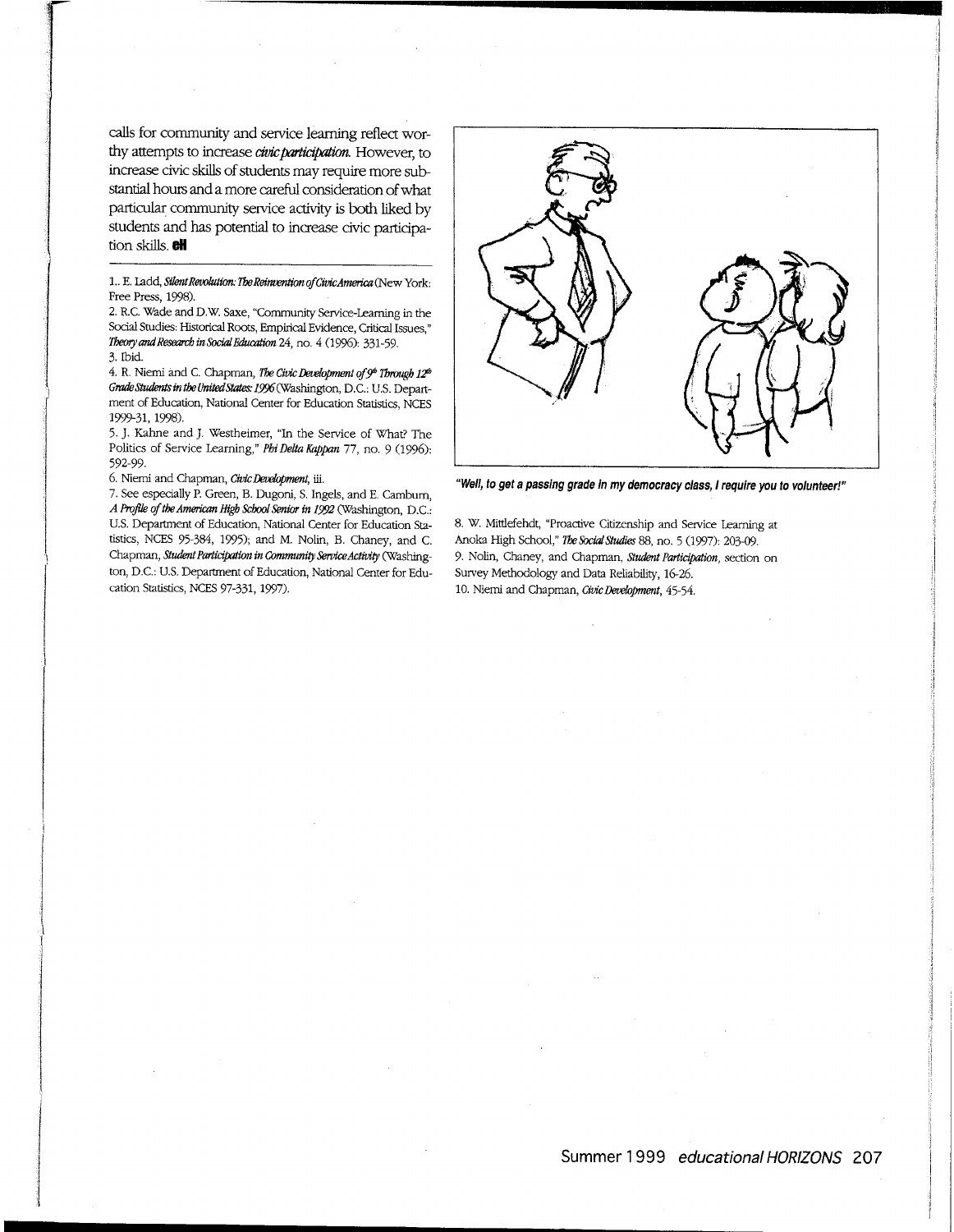calls for community and service learning reflect worthy attempts to increase *civic participation*. However, to increase civic skills of students may require more substantial hours and a more careful consideration of what particular community service activity is both liked by students and has potential to increase civic participation skills. **eH**

1. E. Ladd, *Silent Revolution: The Reinvention of Civic America* (New York: Free Press, 1998).

2. R.C. Wade and D.W. Saxe, "Community Service-Learning in the Social Studies: Historical Roots, Empirical Evidence, Critical Issues," *Theory and Research in Social Education* 24, no. 4 (1996): 331-59.

3. Ibid.

4. R. Niemi and C. Chapman, *The Civic Development of 9th Through 12th Grade Students in the United States: 1996* (Washington, D.C.: U.S. Department of Education, National Center for Education Statistics, NCES 1999-31, 1998).

5. J. Kahne and J. Westheimer, "In the Service of What? The Politics of Service Learning," *Phi Delta Kappan* 77, no. 9 (1996): 592-99.

6. Niemi and Chapman, *Civic Development*, iii.

7. See especially P. Green, B. Dugoni, S. Ingels, and E. Camburn, *A Profile of the American High School Senior in 1992* (Washington, D.C.: U.S. Department of Education, National Center for Education Statistics, NCES 95-384, 1995); and M. Nolin, B. Chaney, and C. Chapman, *Student Participation in Community Service Activity* (Washington, D.C.: U.S. Department of Education, National Center for Education Statistics, NCES 97-331, 1997).

**"Well, to get a passing grade in my democracy class, I require you to volunteer!"**

8. W. Mittlefehdt, "Proactive Citizenship and Service Learning at Anoka High School," *The Social Studies* 88, no. 5 (1997): 203-09.

9. Nolin, Chaney, and Chapman, *Student Participation*, section on Survey Methodology and Data Reliability, 16-26.

10. Niemi and Chapman, *Civic Development*, 45-54.